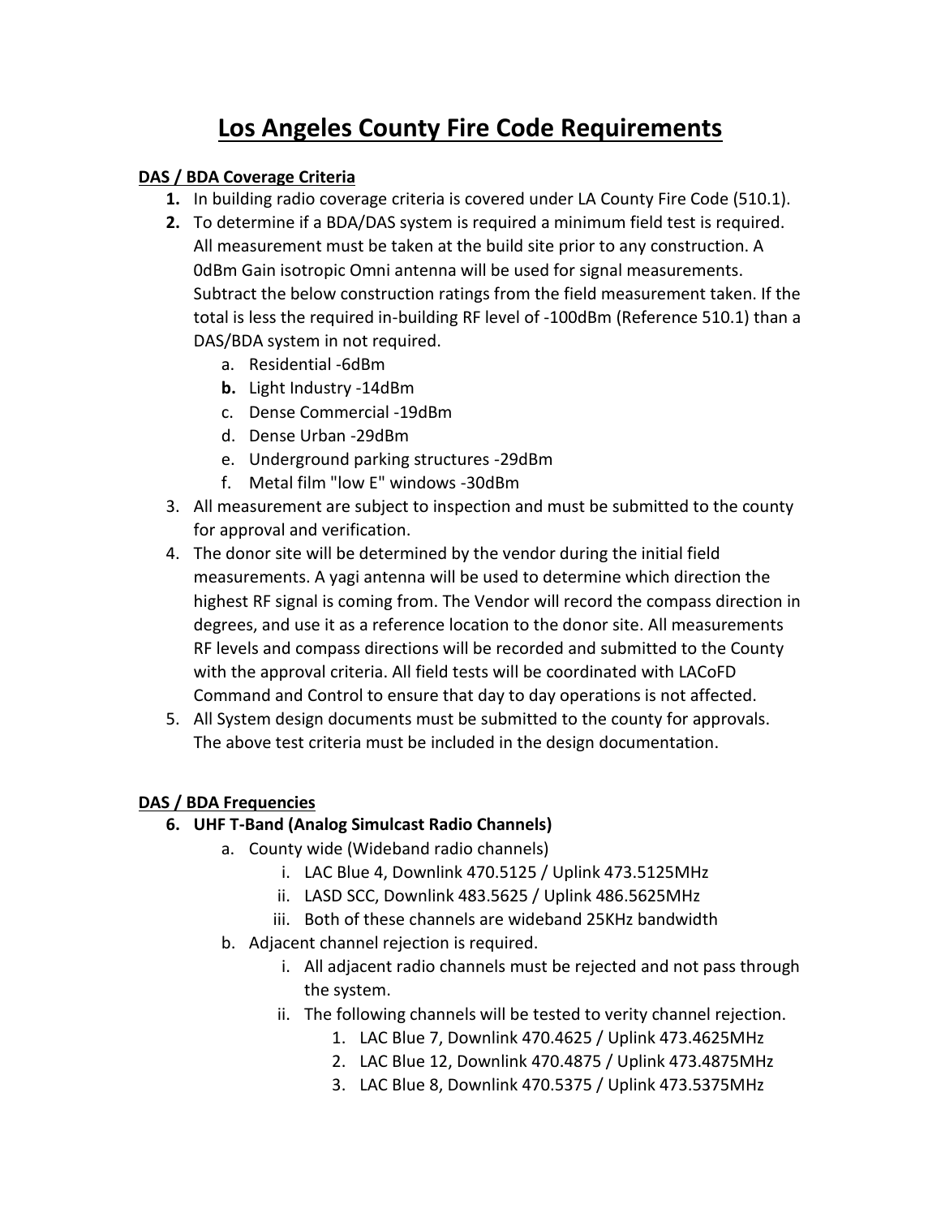# Los Angeles County Fire Code Requirements

**DAS / BDA Coverage Criteria**

1. In building radio coverage criteria is covered under LA County Fire Code (510.1).
2. To determine if a BDA/DAS system is required a minimum field test is required. All measurement must be taken at the build site prior to any construction. A 0dBm Gain isotropic Omni antenna will be used for signal measurements. Subtract the below construction ratings from the field measurement taken. If the total is less the required in-building RF level of -100dBm (Reference 510.1) than a DAS/BDA system in not required.
   a. Residential -6dBm
   **b.** Light Industry -14dBm
   c. Dense Commercial -19dBm
   d. Dense Urban -29dBm
   e. Underground parking structures -29dBm
   f. Metal film "low E" windows -30dBm
3. All measurement are subject to inspection and must be submitted to the county for approval and verification.
4. The donor site will be determined by the vendor during the initial field measurements. A yagi antenna will be used to determine which direction the highest RF signal is coming from. The Vendor will record the compass direction in degrees, and use it as a reference location to the donor site. All measurements RF levels and compass directions will be recorded and submitted to the County with the approval criteria. All field tests will be coordinated with LACoFD Command and Control to ensure that day to day operations is not affected.
5. All System design documents must be submitted to the county for approvals. The above test criteria must be included in the design documentation.

**DAS / BDA Frequencies**

6. **UHF T-Band (Analog Simulcast Radio Channels)**
   a. County wide (Wideband radio channels)
      i. LAC Blue 4, Downlink 470.5125 / Uplink 473.5125MHz
      ii. LASD SCC, Downlink 483.5625 / Uplink 486.5625MHz
      iii. Both of these channels are wideband 25KHz bandwidth
   b. Adjacent channel rejection is required.
      i. All adjacent radio channels must be rejected and not pass through the system.
      ii. The following channels will be tested to verity channel rejection.
         1. LAC Blue 7, Downlink 470.4625 / Uplink 473.4625MHz
         2. LAC Blue 12, Downlink 470.4875 / Uplink 473.4875MHz
         3. LAC Blue 8, Downlink 470.5375 / Uplink 473.5375MHz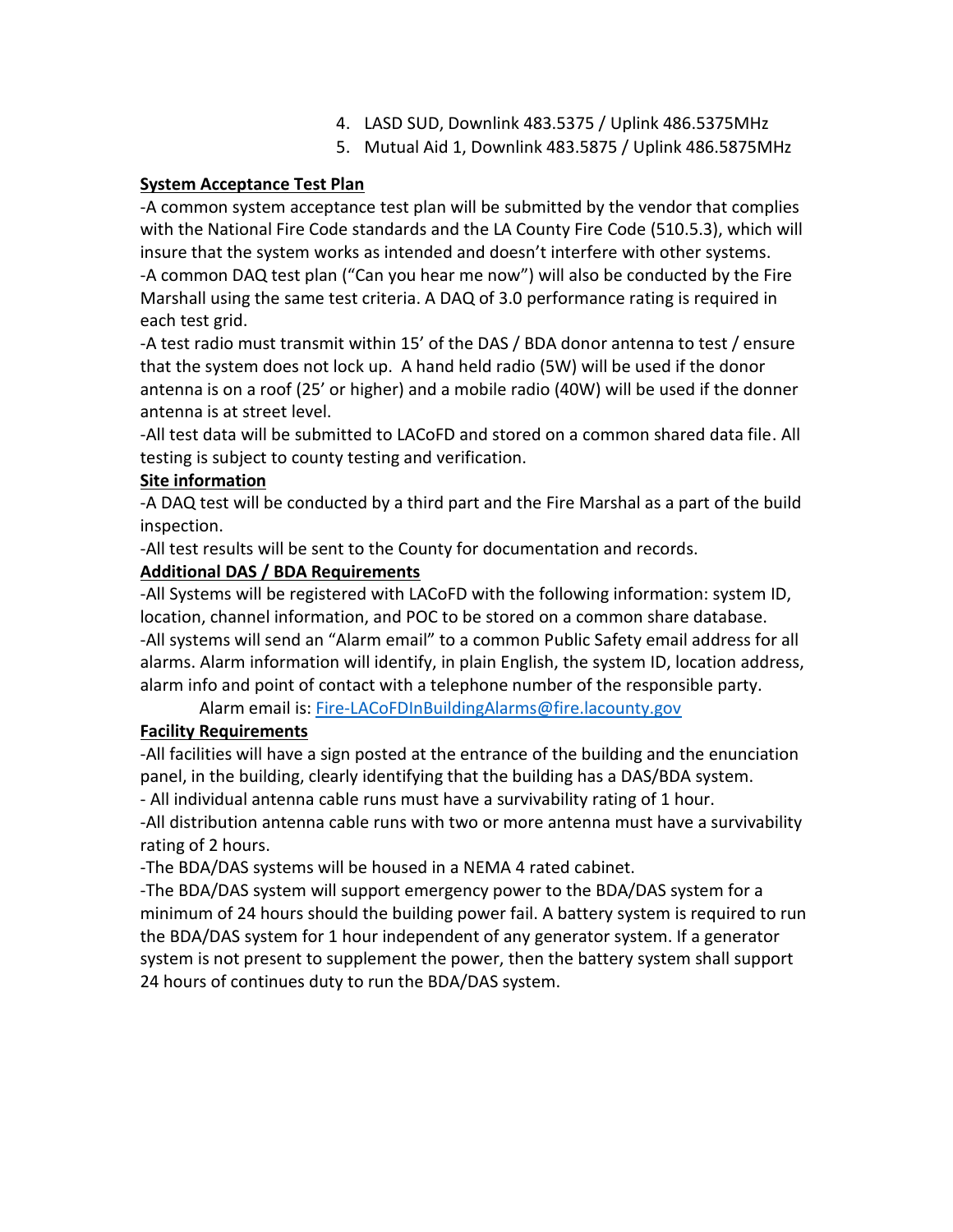4. LASD SUD, Downlink 483.5375 / Uplink 486.5375MHz
5. Mutual Aid 1, Downlink 483.5875 / Uplink 486.5875MHz

**<u>System Acceptance Test Plan</u>**

-A common system acceptance test plan will be submitted by the vendor that complies with the National Fire Code standards and the LA County Fire Code (510.5.3), which will insure that the system works as intended and doesn't interfere with other systems.

-A common DAQ test plan ("Can you hear me now") will also be conducted by the Fire Marshall using the same test criteria. A DAQ of 3.0 performance rating is required in each test grid.

-A test radio must transmit within 15' of the DAS / BDA donor antenna to test / ensure that the system does not lock up. A hand held radio (5W) will be used if the donor antenna is on a roof (25' or higher) and a mobile radio (40W) will be used if the donner antenna is at street level.

-All test data will be submitted to LACoFD and stored on a common shared data file. All testing is subject to county testing and verification.

**<u>Site information</u>**

-A DAQ test will be conducted by a third part and the Fire Marshal as a part of the build inspection.

-All test results will be sent to the County for documentation and records.

**<u>Additional DAS / BDA Requirements</u>**

-All Systems will be registered with LACoFD with the following information: system ID, location, channel information, and POC to be stored on a common share database.

-All systems will send an "Alarm email" to a common Public Safety email address for all alarms. Alarm information will identify, in plain English, the system ID, location address, alarm info and point of contact with a telephone number of the responsible party.

Alarm email is: Fire-LACoFDInBuildingAlarms@fire.lacounty.gov

**<u>Facility Requirements</u>**

-All facilities will have a sign posted at the entrance of the building and the enunciation panel, in the building, clearly identifying that the building has a DAS/BDA system.

- All individual antenna cable runs must have a survivability rating of 1 hour.

-All distribution antenna cable runs with two or more antenna must have a survivability rating of 2 hours.

-The BDA/DAS systems will be housed in a NEMA 4 rated cabinet.

-The BDA/DAS system will support emergency power to the BDA/DAS system for a minimum of 24 hours should the building power fail. A battery system is required to run the BDA/DAS system for 1 hour independent of any generator system. If a generator system is not present to supplement the power, then the battery system shall support 24 hours of continues duty to run the BDA/DAS system.